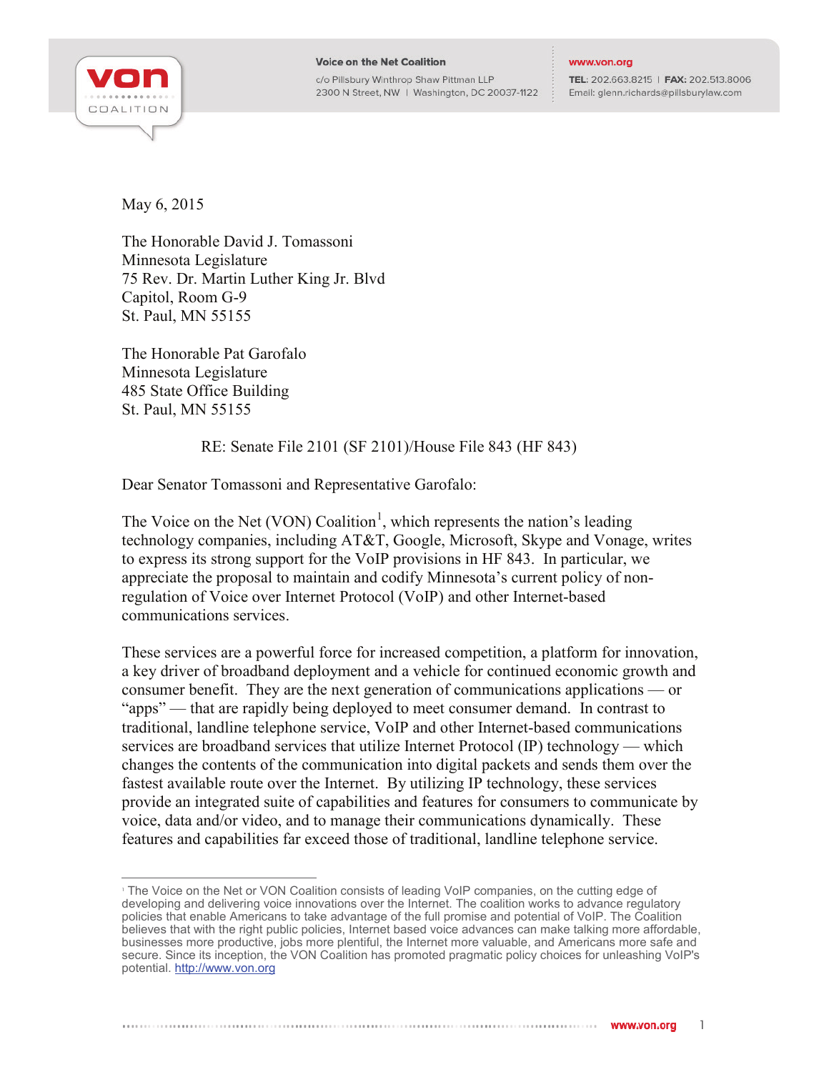Voice on the Net Coalition
c/o Pillsbury Winthrop Shaw Pittman LLP
2300 N Street, NW | Washington, DC 20037-1122

www.von.org
TEL: 202.663.8215 | FAX: 202.513.8006
Email: glenn.richards@pillsburylaw.com

May 6, 2015

The Honorable David J. Tomassoni
Minnesota Legislature
75 Rev. Dr. Martin Luther King Jr. Blvd
Capitol, Room G-9
St. Paul, MN 55155

The Honorable Pat Garofalo
Minnesota Legislature
485 State Office Building
St. Paul, MN 55155

RE: Senate File 2101 (SF 2101)/House File 843 (HF 843)

Dear Senator Tomassoni and Representative Garofalo:

The Voice on the Net (VON) Coalition[1], which represents the nation's leading technology companies, including AT&T, Google, Microsoft, Skype and Vonage, writes to express its strong support for the VoIP provisions in HF 843. In particular, we appreciate the proposal to maintain and codify Minnesota's current policy of non-regulation of Voice over Internet Protocol (VoIP) and other Internet-based communications services.

These services are a powerful force for increased competition, a platform for innovation, a key driver of broadband deployment and a vehicle for continued economic growth and consumer benefit. They are the next generation of communications applications — or "apps" — that are rapidly being deployed to meet consumer demand. In contrast to traditional, landline telephone service, VoIP and other Internet-based communications services are broadband services that utilize Internet Protocol (IP) technology — which changes the contents of the communication into digital packets and sends them over the fastest available route over the Internet. By utilizing IP technology, these services provide an integrated suite of capabilities and features for consumers to communicate by voice, data and/or video, and to manage their communications dynamically. These features and capabilities far exceed those of traditional, landline telephone service.

---

[1] The Voice on the Net or VON Coalition consists of leading VoIP companies, on the cutting edge of developing and delivering voice innovations over the Internet. The coalition works to advance regulatory policies that enable Americans to take advantage of the full promise and potential of VoIP. The Coalition believes that with the right public policies, Internet based voice advances can make talking more affordable, businesses more productive, jobs more plentiful, the Internet more valuable, and Americans more safe and secure. Since its inception, the VON Coalition has promoted pragmatic policy choices for unleashing VoIP's potential. http://www.von.org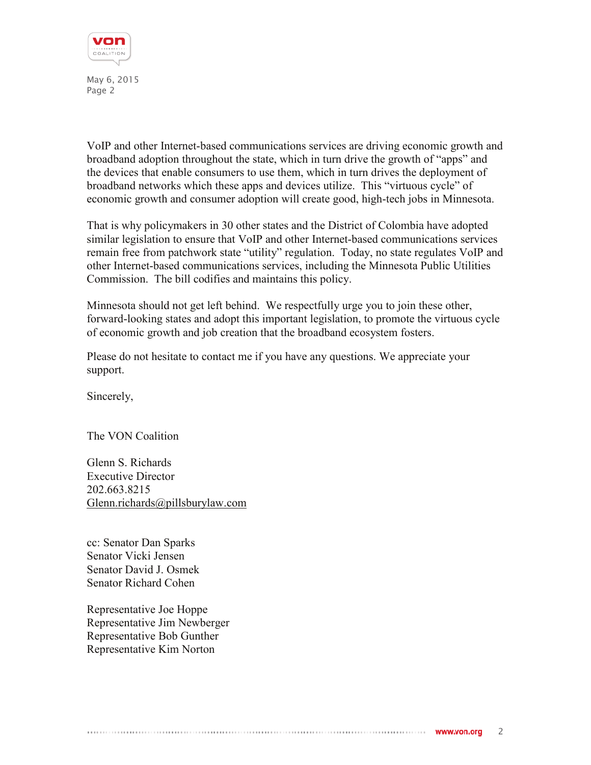VoIP and other Internet-based communications services are driving economic growth and broadband adoption throughout the state, which in turn drive the growth of "apps" and the devices that enable consumers to use them, which in turn drives the deployment of broadband networks which these apps and devices utilize. This "virtuous cycle" of economic growth and consumer adoption will create good, high-tech jobs in Minnesota.

That is why policymakers in 30 other states and the District of Colombia have adopted similar legislation to ensure that VoIP and other Internet-based communications services remain free from patchwork state "utility" regulation. Today, no state regulates VoIP and other Internet-based communications services, including the Minnesota Public Utilities Commission. The bill codifies and maintains this policy.

Minnesota should not get left behind. We respectfully urge you to join these other, forward-looking states and adopt this important legislation, to promote the virtuous cycle of economic growth and job creation that the broadband ecosystem fosters.

Please do not hesitate to contact me if you have any questions. We appreciate your support.

Sincerely,

The VON Coalition

Glenn S. Richards  
Executive Director  
202.663.8215  
Glenn.richards@pillsburylaw.com

cc: Senator Dan Sparks  
Senator Vicki Jensen  
Senator David J. Osmek  
Senator Richard Cohen

Representative Joe Hoppe  
Representative Jim Newberger  
Representative Bob Gunther  
Representative Kim Norton